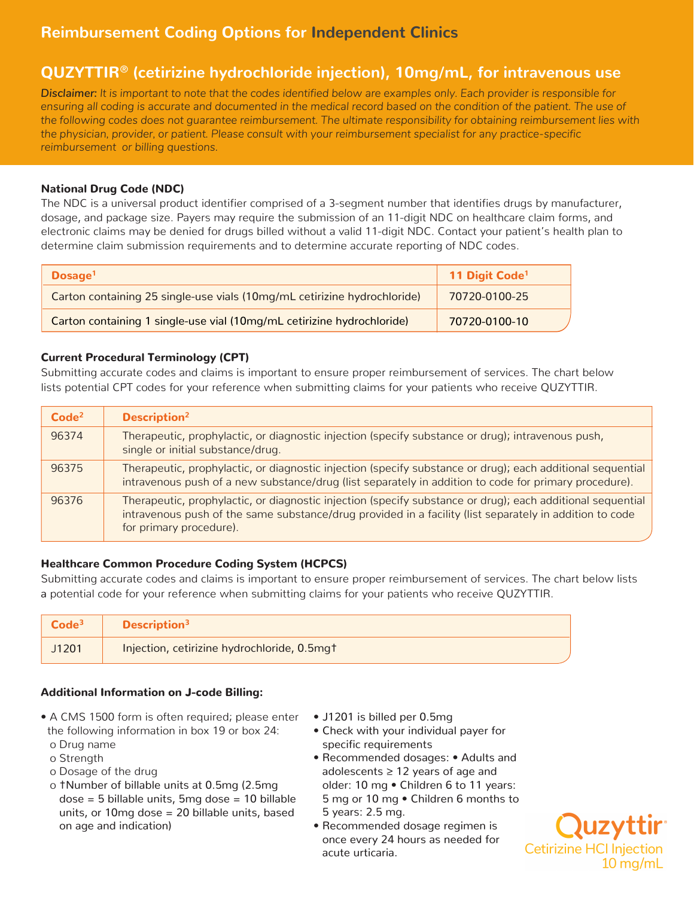# Reimbursement Coding Options for Independent Clinics

## QUZYTTIR® (cetirizine hydrochloride injection), 10mg/mL, for intravenous use

*Disclaimer: It is important to note that the codes identified below are examples only. Each provider is responsible for ensuring all coding is accurate and documented in the medical record based on the condition of the patient. The use of the following codes does not guarantee reimbursement. The ultimate responsibility for obtaining reimbursement lies with the physician, provider, or patient. Please consult with your reimbursement specialist for any practice-specific reimbursement or billing questions.*

### National Drug Code (NDC)

The NDC is a universal product identifier comprised of a 3-segment number that identifies drugs by manufacturer, dosage, and package size. Payers may require the submission of an 11-digit NDC on healthcare claim forms, and electronic claims may be denied for drugs billed without a valid 11-digit NDC. Contact your patient's health plan to determine claim submission requirements and to determine accurate reporting of NDC codes.

| Dosage[1] | 11 Digit Code[1] |
|---|---|
| Carton containing 25 single-use vials (10mg/mL cetirizine hydrochloride) | 70720-0100-25 |
| Carton containing 1 single-use vial (10mg/mL cetirizine hydrochloride) | 70720-0100-10 |

### Current Procedural Terminology (CPT)

Submitting accurate codes and claims is important to ensure proper reimbursement of services. The chart below lists potential CPT codes for your reference when submitting claims for your patients who receive QUZYTTIR.

| Code[2] | Description[2] |
|---|---|
| 96374 | Therapeutic, prophylactic, or diagnostic injection (specify substance or drug); intravenous push, single or initial substance/drug. |
| 96375 | Therapeutic, prophylactic, or diagnostic injection (specify substance or drug); each additional sequential intravenous push of a new substance/drug (list separately in addition to code for primary procedure). |
| 96376 | Therapeutic, prophylactic, or diagnostic injection (specify substance or drug); each additional sequential intravenous push of the same substance/drug provided in a facility (list separately in addition to code for primary procedure). |

### Healthcare Common Procedure Coding System (HCPCS)

Submitting accurate codes and claims is important to ensure proper reimbursement of services. The chart below lists a potential code for your reference when submitting claims for your patients who receive QUZYTTIR.

| Code[3] | Description[3] |
|---|---|
| J1201 | Injection, cetirizine hydrochloride, 0.5mg† |

### Additional Information on J-code Billing:

- A CMS 1500 form is often required; please enter the following information in box 19 or box 24:
  - Drug name
  - Strength
  - Dosage of the drug
  - †Number of billable units at 0.5mg (2.5mg dose = 5 billable units, 5mg dose = 10 billable units, or 10mg dose = 20 billable units, based on age and indication)
- J1201 is billed per 0.5mg
- Check with your individual payer for specific requirements
- Recommended dosages: • Adults and adolescents ≥ 12 years of age and older: 10 mg • Children 6 to 11 years: 5 mg or 10 mg • Children 6 months to 5 years: 2.5 mg.
- Recommended dosage regimen is once every 24 hours as needed for acute urticaria.

Quzyttir®
Cetirizine HCl Injection
10 mg/mL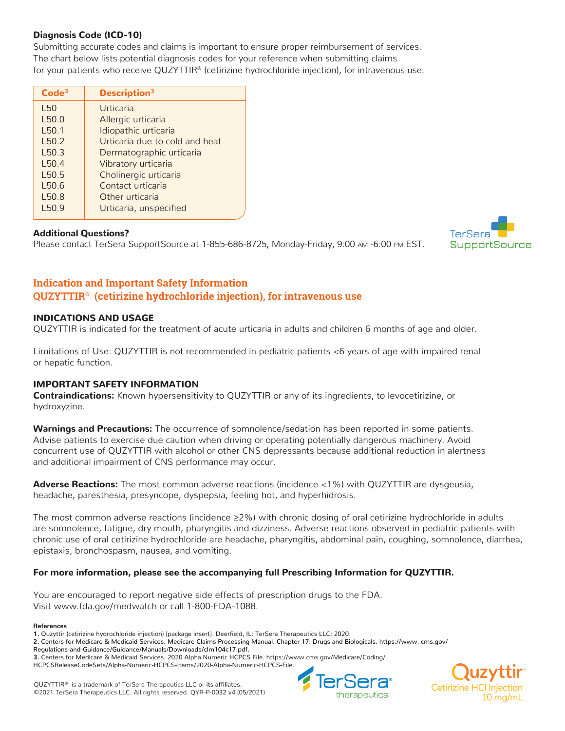**Diagnosis Code (ICD-10)**

Submitting accurate codes and claims is important to ensure proper reimbursement of services. The chart below lists potential diagnosis codes for your reference when submitting claims for your patients who receive QUZYTTIR® (cetirizine hydrochloride injection), for intravenous use.

| Code[3] | Description[3] |
|---|---|
| L50 | Urticaria |
| L50.0 | Allergic urticaria |
| L50.1 | Idiopathic urticaria |
| L50.2 | Urticaria due to cold and heat |
| L50.3 | Dermatographic urticaria |
| L50.4 | Vibratory urticaria |
| L50.5 | Cholinergic urticaria |
| L50.6 | Contact urticaria |
| L50.8 | Other urticaria |
| L50.9 | Urticaria, unspecified |

**Additional Questions?**

Please contact TerSera SupportSource at 1-855-686-8725, Monday-Friday, 9:00 AM -6:00 PM EST.

TerSera SupportSource

## Indication and Important Safety Information
## QUZYTTIR® (cetirizine hydrochloride injection), for intravenous use

### INDICATIONS AND USAGE

QUZYTTIR is indicated for the treatment of acute urticaria in adults and children 6 months of age and older.

Limitations of Use: QUZYTTIR is not recommended in pediatric patients <6 years of age with impaired renal or hepatic function.

### IMPORTANT SAFETY INFORMATION

**Contraindications:** Known hypersensitivity to QUZYTTIR or any of its ingredients, to levocetirizine, or hydroxyzine.

**Warnings and Precautions:** The occurrence of somnolence/sedation has been reported in some patients. Advise patients to exercise due caution when driving or operating potentially dangerous machinery. Avoid concurrent use of QUZYTTIR with alcohol or other CNS depressants because additional reduction in alertness and additional impairment of CNS performance may occur.

**Adverse Reactions:** The most common adverse reactions (incidence <1%) with QUZYTTIR are dysgeusia, headache, paresthesia, presyncope, dyspepsia, feeling hot, and hyperhidrosis.

The most common adverse reactions (incidence ≥2%) with chronic dosing of oral cetirizine hydrochloride in adults are somnolence, fatigue, dry mouth, pharyngitis and dizziness. Adverse reactions observed in pediatric patients with chronic use of oral cetirizine hydrochloride are headache, pharyngitis, abdominal pain, coughing, somnolence, diarrhea, epistaxis, bronchospasm, nausea, and vomiting.

**For more information, please see the accompanying full Prescribing Information for QUZYTTIR.**

You are encouraged to report negative side effects of prescription drugs to the FDA.
Visit www.fda.gov/medwatch or call 1-800-FDA-1088.

**References**

1. Quzyttir (cetirizine hydrochloride injection) [package insert]. Deerfield, IL: TerSera Therapeutics LLC; 2020.
2. Centers for Medicare & Medicaid Services. Medicare Claims Processing Manual. Chapter 17: Drugs and Biologicals. https://www. cms.gov/Regulations-and-Guidance/Guidance/Manuals/Downloads/clm104c17.pdf.
3. Centers for Medicare & Medicaid Services. 2020 Alpha Numeric HCPCS File. https://www.cms.gov/Medicare/Coding/HCPCSReleaseCodeSets/Alpha-Numeric-HCPCS-Items/2020-Alpha-Numeric-HCPCS-File.

QUZYTTIR® is a trademark of TerSera Therapeutics LLC or its affiliates.
©2021 TerSera Therapeutics LLC. All rights reserved. QYR-P-0032 v4 (05/2021)

TerSera® therapeutics

Quzyttir® Cetirizine HCl Injection 10 mg/mL